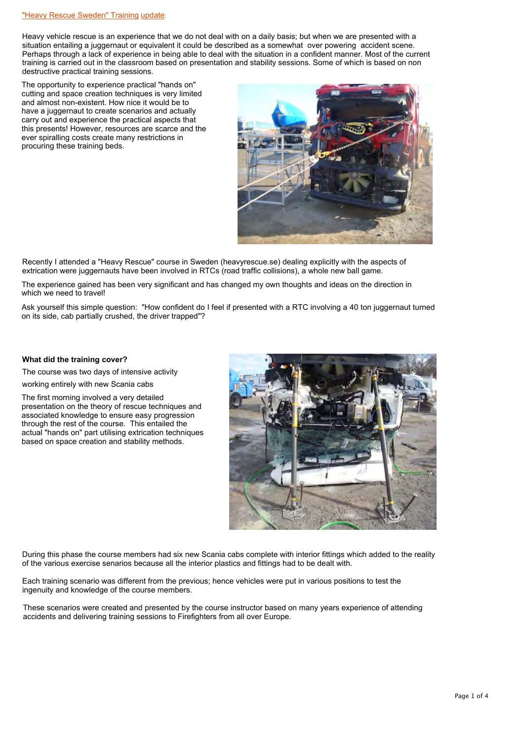"Heavy Rescue Sweden" Training update:

Heavy vehicle rescue is an experience that we do not deal with on a daily basis; but when we are presented with a situation entailing a juggernaut or equivalent it could be described as a somewhat over powering accident scene. Perhaps through a lack of experience in being able to deal with the situation in a confident manner. Most of the current training is carried out in the classroom based on presentation and stability sessions. Some of which is based on non destructive practical training sessions.

The opportunity to experience practical "hands on" cutting and space creation techniques is very limited and almost non-existent. How nice it would be to have a juggernaut to create scenarios and actually carry out and experience the practical aspects that this presents! However, resources are scarce and the ever spiralling costs create many restrictions in procuring these training beds.

Recently I attended a "Heavy Rescue" course in Sweden (heavyrescue.se) dealing explicitly with the aspects of extrication were juggernauts have been involved in RTCs (road traffic collisions), a whole new ball game.

The experience gained has been very significant and has changed my own thoughts and ideas on the direction in which we need to travel!

Ask yourself this simple question: "How confident do I feel if presented with a RTC involving a 40 ton juggernaut turned on its side, cab partially crushed, the driver trapped"?

**What did the training cover?**

The course was two days of intensive activity

working entirely with new Scania cabs

The first morning involved a very detailed presentation on the theory of rescue techniques and associated knowledge to ensure easy progression through the rest of the course. This entailed the actual "hands on" part utilising extrication techniques based on space creation and stability methods.

During this phase the course members had six new Scania cabs complete with interior fittings which added to the reality of the various exercise senarios because all the interior plastics and fittings had to be dealt with.

Each training scenario was different from the previous; hence vehicles were put in various positions to test the ingenuity and knowledge of the course members.

These scenarios were created and presented by the course instructor based on many years experience of attending accidents and delivering training sessions to Firefighters from all over Europe.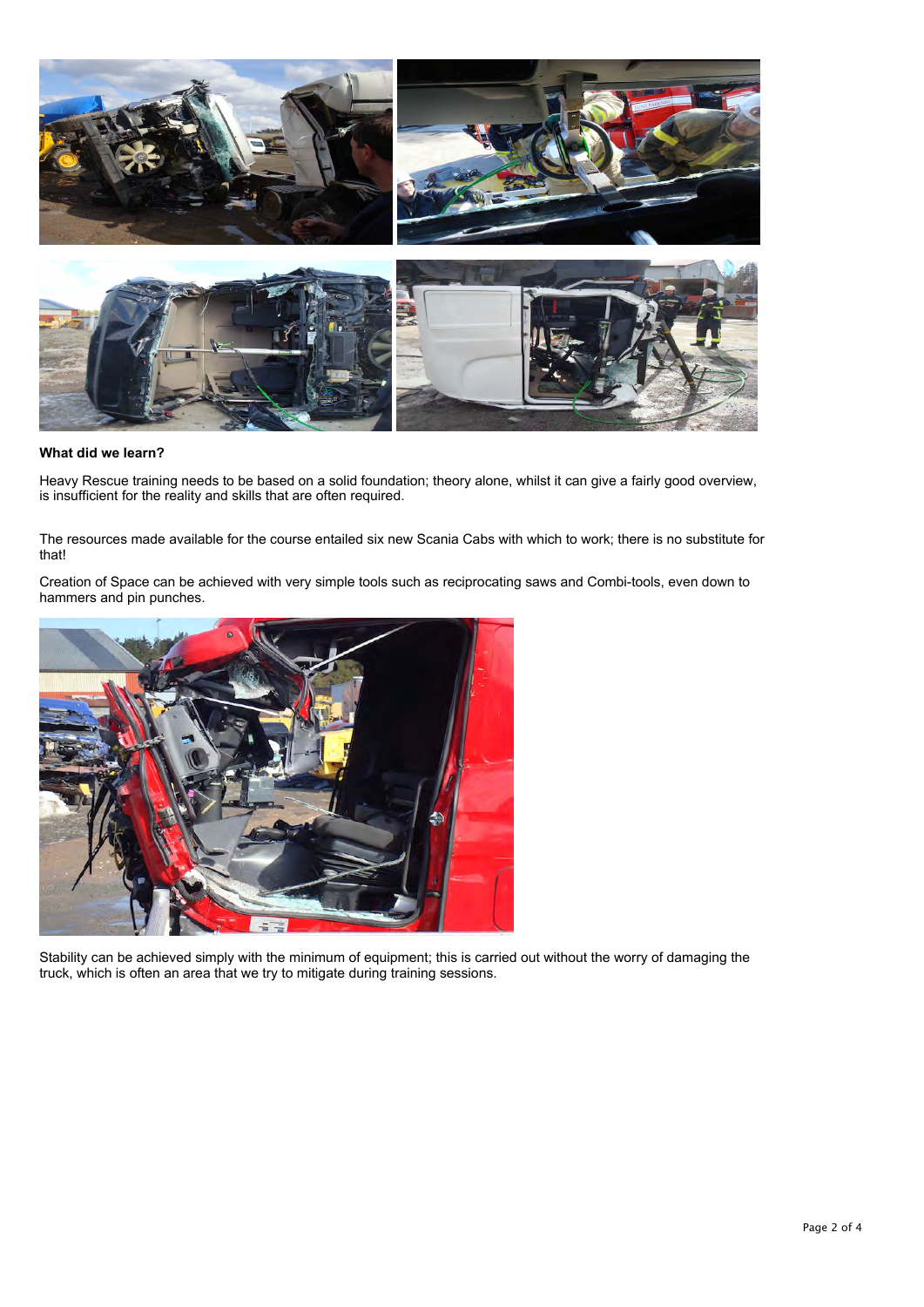**What did we learn?**

Heavy Rescue training needs to be based on a solid foundation; theory alone, whilst it can give a fairly good overview, is insufficient for the reality and skills that are often required.

The resources made available for the course entailed six new Scania Cabs with which to work; there is no substitute for that!

Creation of Space can be achieved with very simple tools such as reciprocating saws and Combi-tools, even down to hammers and pin punches.

Stability can be achieved simply with the minimum of equipment; this is carried out without the worry of damaging the truck, which is often an area that we try to mitigate during training sessions.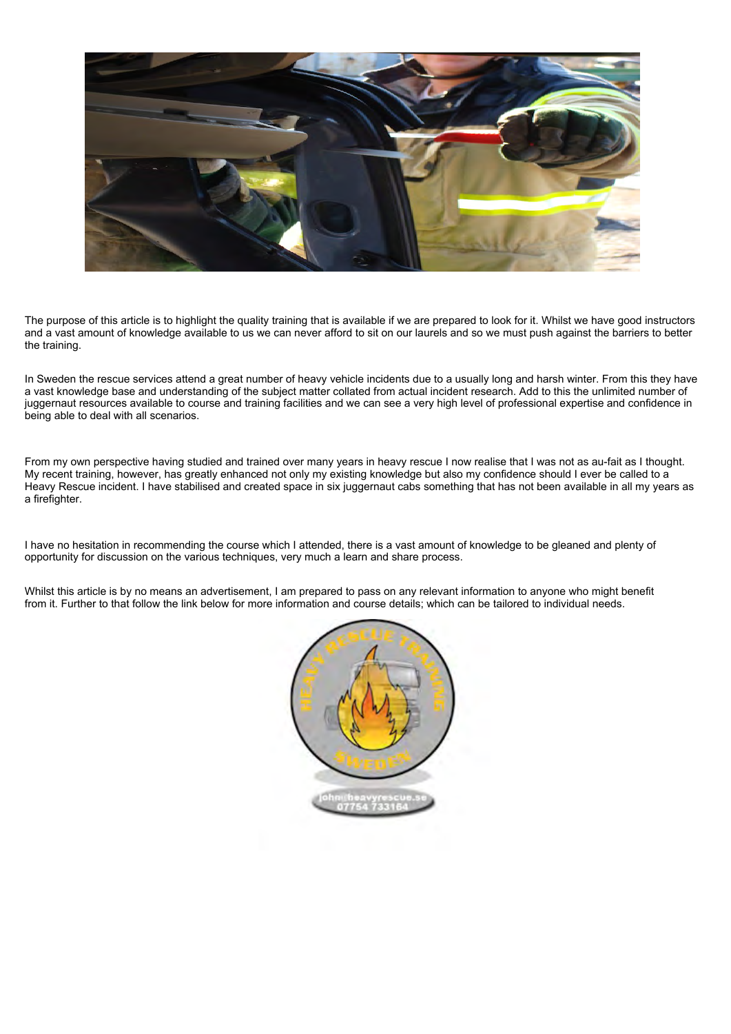The purpose of this article is to highlight the quality training that is available if we are prepared to look for it. Whilst we have good instructors and a vast amount of knowledge available to us we can never afford to sit on our laurels and so we must push against the barriers to better the training.

In Sweden the rescue services attend a great number of heavy vehicle incidents due to a usually long and harsh winter. From this they have a vast knowledge base and understanding of the subject matter collated from actual incident research. Add to this the unlimited number of juggernaut resources available to course and training facilities and we can see a very high level of professional expertise and confidence in being able to deal with all scenarios.

From my own perspective having studied and trained over many years in heavy rescue I now realise that I was not as au-fait as I thought. My recent training, however, has greatly enhanced not only my existing knowledge but also my confidence should I ever be called to a Heavy Rescue incident. I have stabilised and created space in six juggernaut cabs something that has not been available in all my years as a firefighter.

I have no hesitation in recommending the course which I attended, there is a vast amount of knowledge to be gleaned and plenty of opportunity for discussion on the various techniques, very much a learn and share process.

Whilst this article is by no means an advertisement, I am prepared to pass on any relevant information to anyone who might benefit from it. Further to that follow the link below for more information and course details; which can be tailored to individual needs.

HEAVY RESCUE TRAINING SWEDEN

john@heavyrescue.se
07754 733164